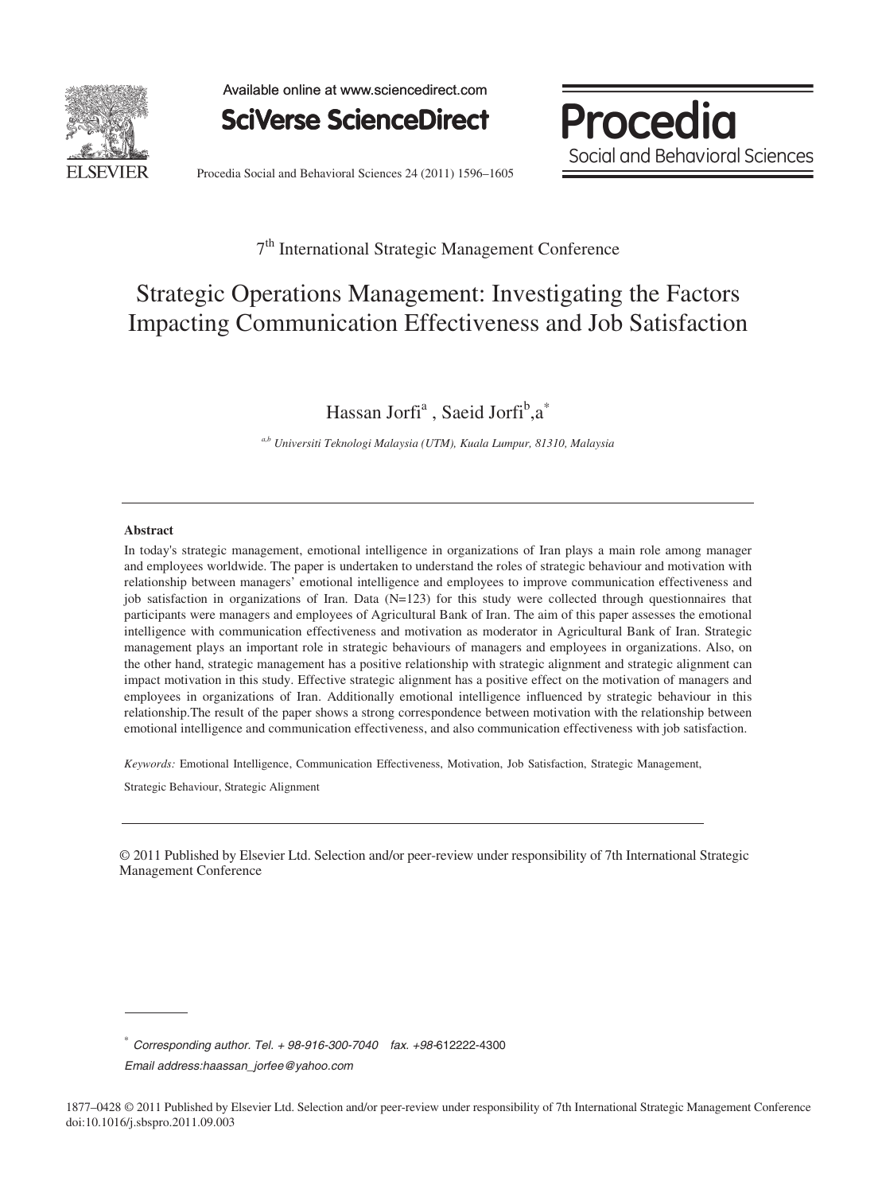7[th] International Strategic Management Conference

# Strategic Operations Management: Investigating the Factors Impacting Communication Effectiveness and Job Satisfaction

Hassan Jorfi[a] , Saeid Jorfi[b],[a*]

*[a,b] Universiti Teknologi Malaysia (UTM), Kuala Lumpur, 81310, Malaysia*

---

**Abstract**

In today's strategic management, emotional intelligence in organizations of Iran plays a main role among manager and employees worldwide. The paper is undertaken to understand the roles of strategic behaviour and motivation with relationship between managers' emotional intelligence and employees to improve communication effectiveness and job satisfaction in organizations of Iran. Data (N=123) for this study were collected through questionnaires that participants were managers and employees of Agricultural Bank of Iran. The aim of this paper assesses the emotional intelligence with communication effectiveness and motivation as moderator in Agricultural Bank of Iran. Strategic management plays an important role in strategic behaviours of managers and employees in organizations. Also, on the other hand, strategic management has a positive relationship with strategic alignment and strategic alignment can impact motivation in this study. Effective strategic alignment has a positive effect on the motivation of managers and employees in organizations of Iran. Additionally emotional intelligence influenced by strategic behaviour in this relationship.The result of the paper shows a strong correspondence between motivation with the relationship between emotional intelligence and communication effectiveness, and also communication effectiveness with job satisfaction.

*Keywords:* Emotional Intelligence, Communication Effectiveness, Motivation, Job Satisfaction, Strategic Management, Strategic Behaviour, Strategic Alignment

---

© 2011 Published by Elsevier Ltd. Selection and/or peer-review under responsibility of 7th International Strategic Management Conference

---

[*] *Corresponding author. Tel. + 98-916-300-7040 fax. +98-*612222-4300

*Email address:haassan_jorfee@yahoo.com*

1877–0428 © 2011 Published by Elsevier Ltd. Selection and/or peer-review under responsibility of 7th International Strategic Management Conference
doi:10.1016/j.sbspro.2011.09.003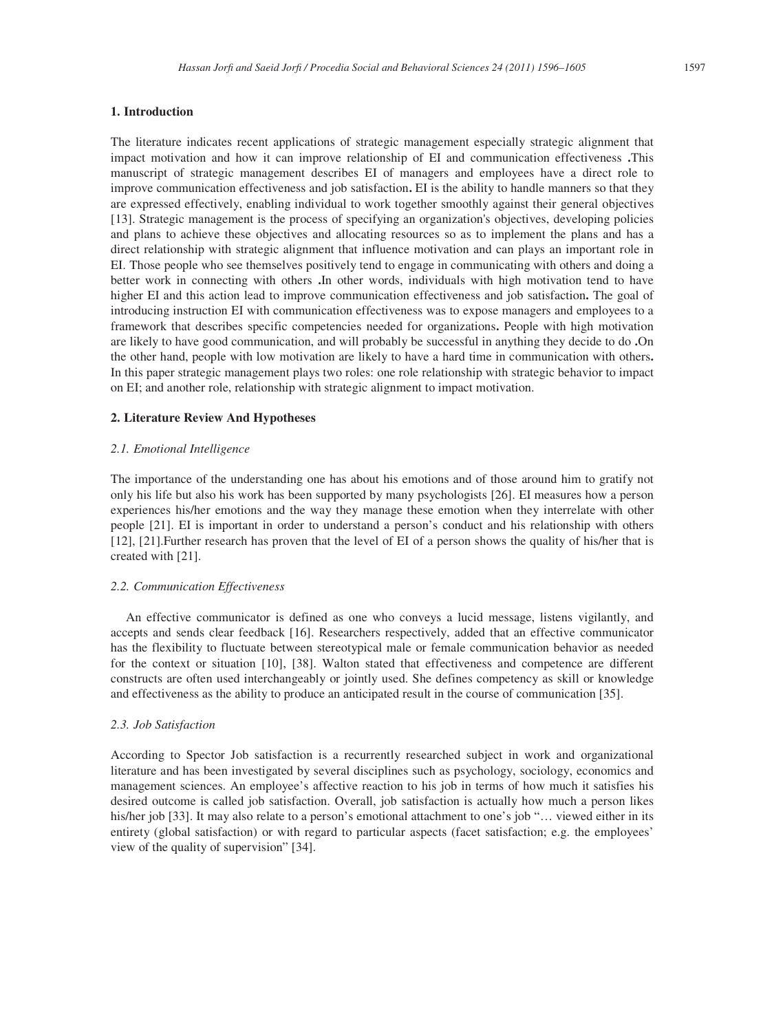## 1. Introduction

The literature indicates recent applications of strategic management especially strategic alignment that impact motivation and how it can improve relationship of EI and communication effectiveness **.**This manuscript of strategic management describes EI of managers and employees have a direct role to improve communication effectiveness and job satisfaction**.** EI is the ability to handle manners so that they are expressed effectively, enabling individual to work together smoothly against their general objectives [13]. Strategic management is the process of specifying an organization's objectives, developing policies and plans to achieve these objectives and allocating resources so as to implement the plans and has a direct relationship with strategic alignment that influence motivation and can plays an important role in EI. Those people who see themselves positively tend to engage in communicating with others and doing a better work in connecting with others **.**In other words, individuals with high motivation tend to have higher EI and this action lead to improve communication effectiveness and job satisfaction**.** The goal of introducing instruction EI with communication effectiveness was to expose managers and employees to a framework that describes specific competencies needed for organizations**.** People with high motivation are likely to have good communication, and will probably be successful in anything they decide to do **.**On the other hand, people with low motivation are likely to have a hard time in communication with others**.** In this paper strategic management plays two roles: one role relationship with strategic behavior to impact on EI; and another role, relationship with strategic alignment to impact motivation.

## 2. Literature Review And Hypotheses

### *2.1. Emotional Intelligence*

The importance of the understanding one has about his emotions and of those around him to gratify not only his life but also his work has been supported by many psychologists [26]. EI measures how a person experiences his/her emotions and the way they manage these emotion when they interrelate with other people [21]. EI is important in order to understand a person's conduct and his relationship with others [12], [21].Further research has proven that the level of EI of a person shows the quality of his/her that is created with [21].

### *2.2. Communication Effectiveness*

An effective communicator is defined as one who conveys a lucid message, listens vigilantly, and accepts and sends clear feedback [16]. Researchers respectively, added that an effective communicator has the flexibility to fluctuate between stereotypical male or female communication behavior as needed for the context or situation [10], [38]. Walton stated that effectiveness and competence are different constructs are often used interchangeably or jointly used. She defines competency as skill or knowledge and effectiveness as the ability to produce an anticipated result in the course of communication [35].

### *2.3. Job Satisfaction*

According to Spector Job satisfaction is a recurrently researched subject in work and organizational literature and has been investigated by several disciplines such as psychology, sociology, economics and management sciences. An employee's affective reaction to his job in terms of how much it satisfies his desired outcome is called job satisfaction. Overall, job satisfaction is actually how much a person likes his/her job [33]. It may also relate to a person's emotional attachment to one's job "… viewed either in its entirety (global satisfaction) or with regard to particular aspects (facet satisfaction; e.g. the employees' view of the quality of supervision" [34].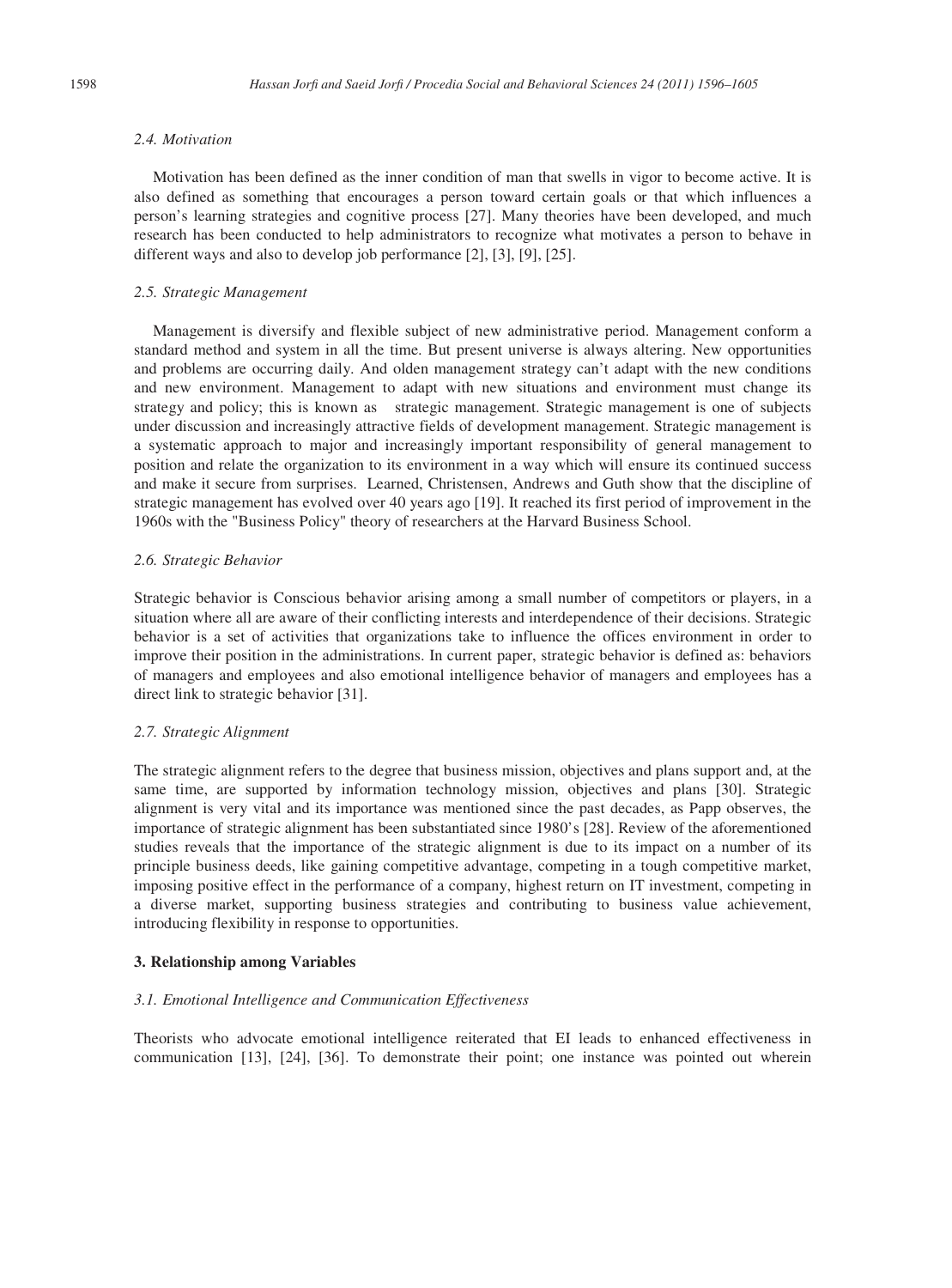### 2.4. Motivation

Motivation has been defined as the inner condition of man that swells in vigor to become active. It is also defined as something that encourages a person toward certain goals or that which influences a person's learning strategies and cognitive process [27]. Many theories have been developed, and much research has been conducted to help administrators to recognize what motivates a person to behave in different ways and also to develop job performance [2], [3], [9], [25].

### 2.5. Strategic Management

Management is diversify and flexible subject of new administrative period. Management conform a standard method and system in all the time. But present universe is always altering. New opportunities and problems are occurring daily. And olden management strategy can't adapt with the new conditions and new environment. Management to adapt with new situations and environment must change its strategy and policy; this is known as strategic management. Strategic management is one of subjects under discussion and increasingly attractive fields of development management. Strategic management is a systematic approach to major and increasingly important responsibility of general management to position and relate the organization to its environment in a way which will ensure its continued success and make it secure from surprises. Learned, Christensen, Andrews and Guth show that the discipline of strategic management has evolved over 40 years ago [19]. It reached its first period of improvement in the 1960s with the "Business Policy" theory of researchers at the Harvard Business School.

### 2.6. Strategic Behavior

Strategic behavior is Conscious behavior arising among a small number of competitors or players, in a situation where all are aware of their conflicting interests and interdependence of their decisions. Strategic behavior is a set of activities that organizations take to influence the offices environment in order to improve their position in the administrations. In current paper, strategic behavior is defined as: behaviors of managers and employees and also emotional intelligence behavior of managers and employees has a direct link to strategic behavior [31].

### 2.7. Strategic Alignment

The strategic alignment refers to the degree that business mission, objectives and plans support and, at the same time, are supported by information technology mission, objectives and plans [30]. Strategic alignment is very vital and its importance was mentioned since the past decades, as Papp observes, the importance of strategic alignment has been substantiated since 1980's [28]. Review of the aforementioned studies reveals that the importance of the strategic alignment is due to its impact on a number of its principle business deeds, like gaining competitive advantage, competing in a tough competitive market, imposing positive effect in the performance of a company, highest return on IT investment, competing in a diverse market, supporting business strategies and contributing to business value achievement, introducing flexibility in response to opportunities.

## 3. Relationship among Variables

### 3.1. Emotional Intelligence and Communication Effectiveness

Theorists who advocate emotional intelligence reiterated that EI leads to enhanced effectiveness in communication [13], [24], [36]. To demonstrate their point; one instance was pointed out wherein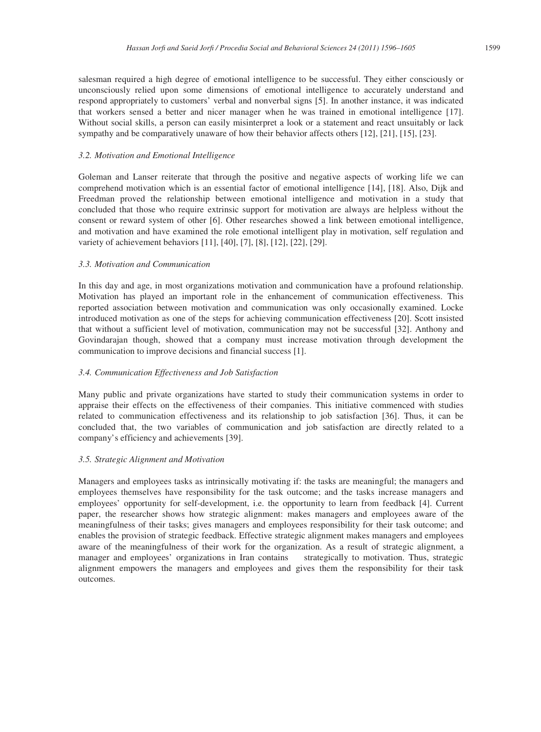salesman required a high degree of emotional intelligence to be successful. They either consciously or unconsciously relied upon some dimensions of emotional intelligence to accurately understand and respond appropriately to customers' verbal and nonverbal signs [5]. In another instance, it was indicated that workers sensed a better and nicer manager when he was trained in emotional intelligence [17]. Without social skills, a person can easily misinterpret a look or a statement and react unsuitably or lack sympathy and be comparatively unaware of how their behavior affects others [12], [21], [15], [23].

### *3.2. Motivation and Emotional Intelligence*

Goleman and Lanser reiterate that through the positive and negative aspects of working life we can comprehend motivation which is an essential factor of emotional intelligence [14], [18]. Also, Dijk and Freedman proved the relationship between emotional intelligence and motivation in a study that concluded that those who require extrinsic support for motivation are always are helpless without the consent or reward system of other [6]. Other researches showed a link between emotional intelligence, and motivation and have examined the role emotional intelligent play in motivation, self regulation and variety of achievement behaviors [11], [40], [7], [8], [12], [22], [29].

### *3.3. Motivation and Communication*

In this day and age, in most organizations motivation and communication have a profound relationship. Motivation has played an important role in the enhancement of communication effectiveness. This reported association between motivation and communication was only occasionally examined. Locke introduced motivation as one of the steps for achieving communication effectiveness [20]. Scott insisted that without a sufficient level of motivation, communication may not be successful [32]. Anthony and Govindarajan though, showed that a company must increase motivation through development the communication to improve decisions and financial success [1].

### *3.4. Communication Effectiveness and Job Satisfaction*

Many public and private organizations have started to study their communication systems in order to appraise their effects on the effectiveness of their companies. This initiative commenced with studies related to communication effectiveness and its relationship to job satisfaction [36]. Thus, it can be concluded that, the two variables of communication and job satisfaction are directly related to a company's efficiency and achievements [39].

### *3.5. Strategic Alignment and Motivation*

Managers and employees tasks as intrinsically motivating if: the tasks are meaningful; the managers and employees themselves have responsibility for the task outcome; and the tasks increase managers and employees' opportunity for self-development, i.e. the opportunity to learn from feedback [4]. Current paper, the researcher shows how strategic alignment: makes managers and employees aware of the meaningfulness of their tasks; gives managers and employees responsibility for their task outcome; and enables the provision of strategic feedback. Effective strategic alignment makes managers and employees aware of the meaningfulness of their work for the organization. As a result of strategic alignment, a manager and employees' organizations in Iran contains strategically to motivation. Thus, strategic alignment empowers the managers and employees and gives them the responsibility for their task outcomes.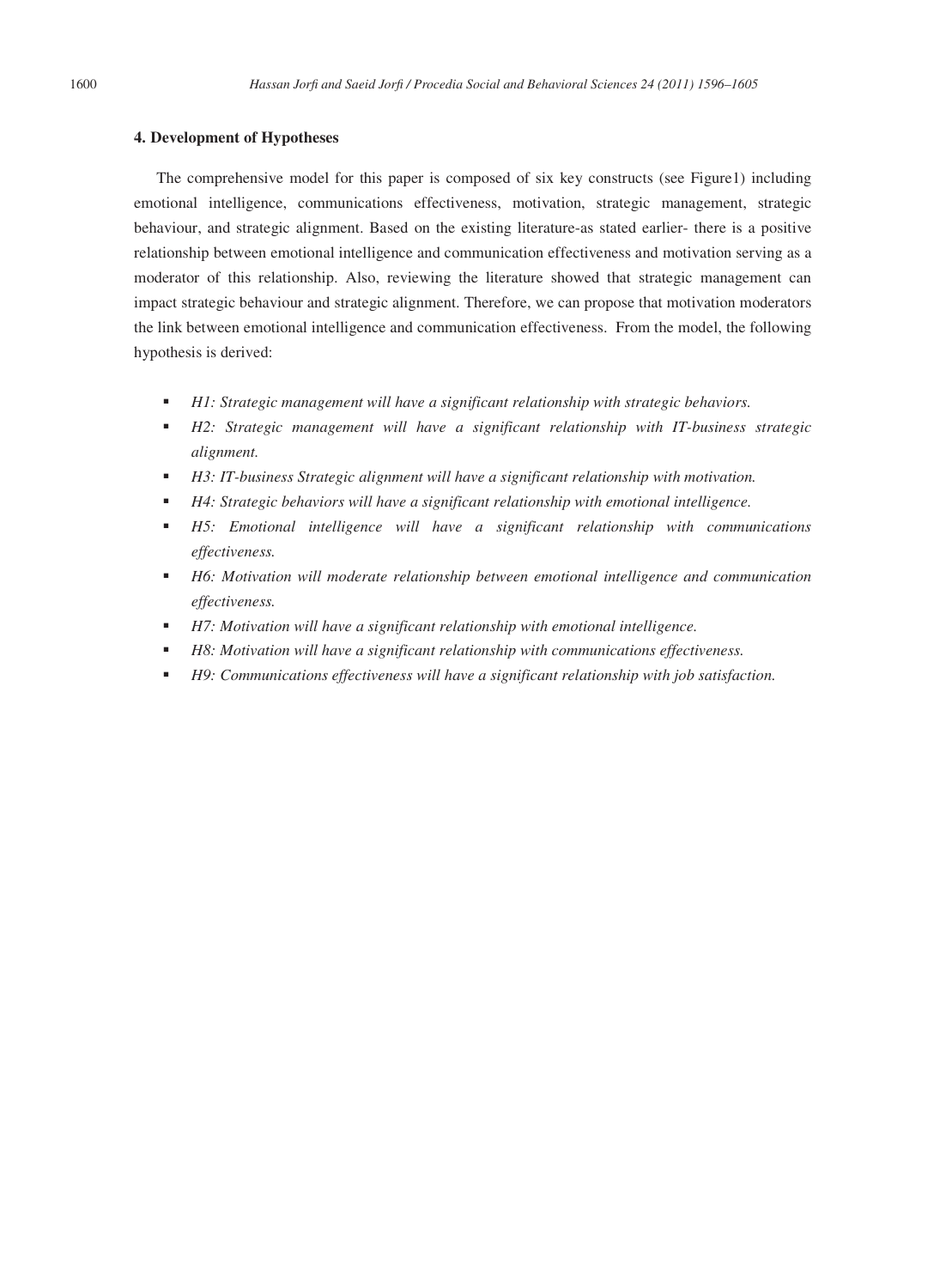## 4. Development of Hypotheses

The comprehensive model for this paper is composed of six key constructs (see Figure1) including emotional intelligence, communications effectiveness, motivation, strategic management, strategic behaviour, and strategic alignment. Based on the existing literature-as stated earlier- there is a positive relationship between emotional intelligence and communication effectiveness and motivation serving as a moderator of this relationship. Also, reviewing the literature showed that strategic management can impact strategic behaviour and strategic alignment. Therefore, we can propose that motivation moderators the link between emotional intelligence and communication effectiveness. From the model, the following hypothesis is derived:

- *H1: Strategic management will have a significant relationship with strategic behaviors.*
- *H2: Strategic management will have a significant relationship with IT-business strategic alignment.*
- *H3: IT-business Strategic alignment will have a significant relationship with motivation.*
- *H4: Strategic behaviors will have a significant relationship with emotional intelligence.*
- *H5: Emotional intelligence will have a significant relationship with communications effectiveness.*
- *H6: Motivation will moderate relationship between emotional intelligence and communication effectiveness.*
- *H7: Motivation will have a significant relationship with emotional intelligence.*
- *H8: Motivation will have a significant relationship with communications effectiveness.*
- *H9: Communications effectiveness will have a significant relationship with job satisfaction.*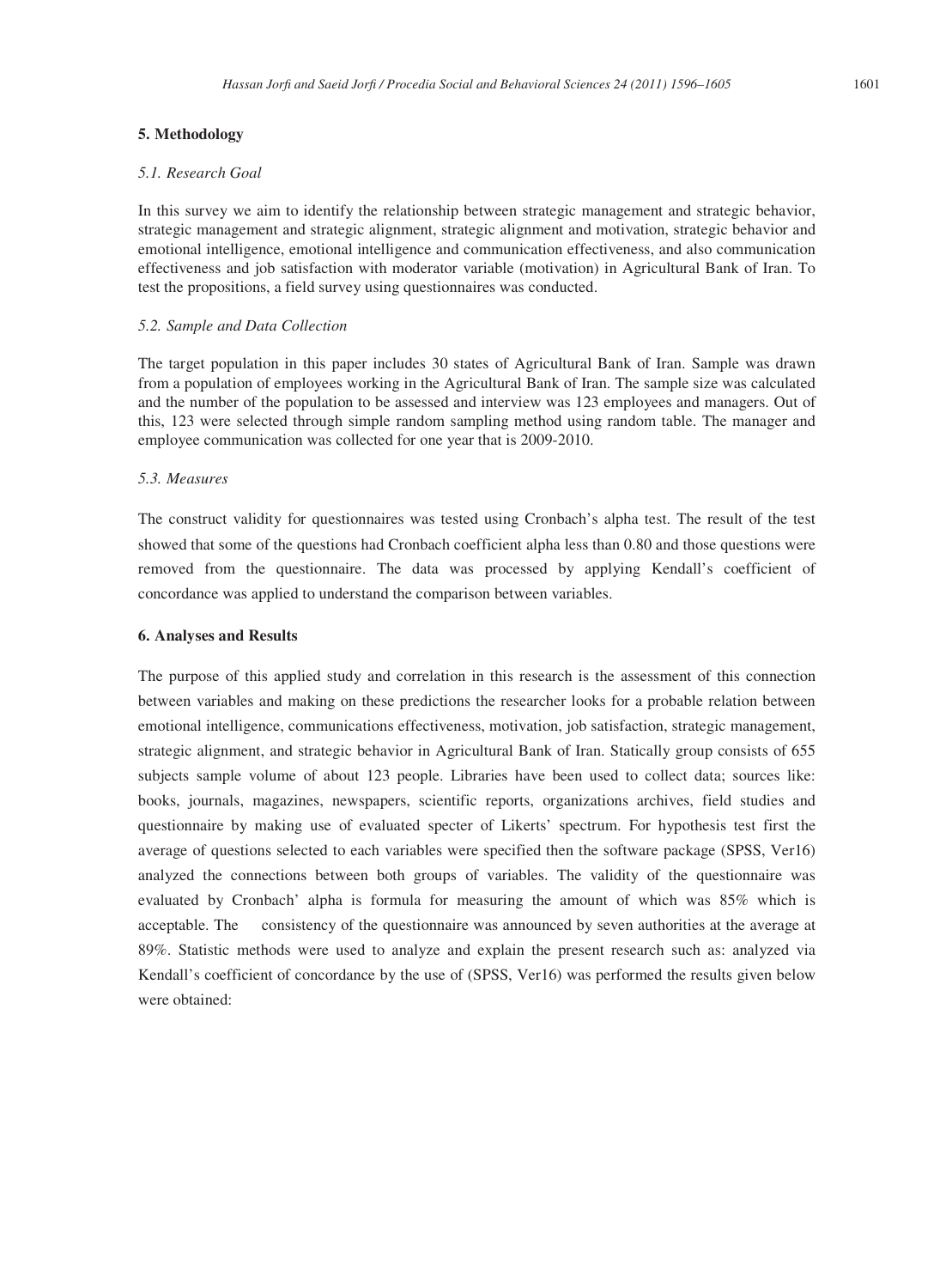## 5. Methodology

### *5.1. Research Goal*

In this survey we aim to identify the relationship between strategic management and strategic behavior, strategic management and strategic alignment, strategic alignment and motivation, strategic behavior and emotional intelligence, emotional intelligence and communication effectiveness, and also communication effectiveness and job satisfaction with moderator variable (motivation) in Agricultural Bank of Iran. To test the propositions, a field survey using questionnaires was conducted.

### *5.2. Sample and Data Collection*

The target population in this paper includes 30 states of Agricultural Bank of Iran. Sample was drawn from a population of employees working in the Agricultural Bank of Iran. The sample size was calculated and the number of the population to be assessed and interview was 123 employees and managers. Out of this, 123 were selected through simple random sampling method using random table. The manager and employee communication was collected for one year that is 2009-2010.

### *5.3. Measures*

The construct validity for questionnaires was tested using Cronbach's alpha test. The result of the test showed that some of the questions had Cronbach coefficient alpha less than 0.80 and those questions were removed from the questionnaire. The data was processed by applying Kendall's coefficient of concordance was applied to understand the comparison between variables.

## 6. Analyses and Results

The purpose of this applied study and correlation in this research is the assessment of this connection between variables and making on these predictions the researcher looks for a probable relation between emotional intelligence, communications effectiveness, motivation, job satisfaction, strategic management, strategic alignment, and strategic behavior in Agricultural Bank of Iran. Statically group consists of 655 subjects sample volume of about 123 people. Libraries have been used to collect data; sources like: books, journals, magazines, newspapers, scientific reports, organizations archives, field studies and questionnaire by making use of evaluated specter of Likerts' spectrum. For hypothesis test first the average of questions selected to each variables were specified then the software package (SPSS, Ver16) analyzed the connections between both groups of variables. The validity of the questionnaire was evaluated by Cronbach' alpha is formula for measuring the amount of which was 85% which is acceptable. The consistency of the questionnaire was announced by seven authorities at the average at 89%. Statistic methods were used to analyze and explain the present research such as: analyzed via Kendall's coefficient of concordance by the use of (SPSS, Ver16) was performed the results given below were obtained: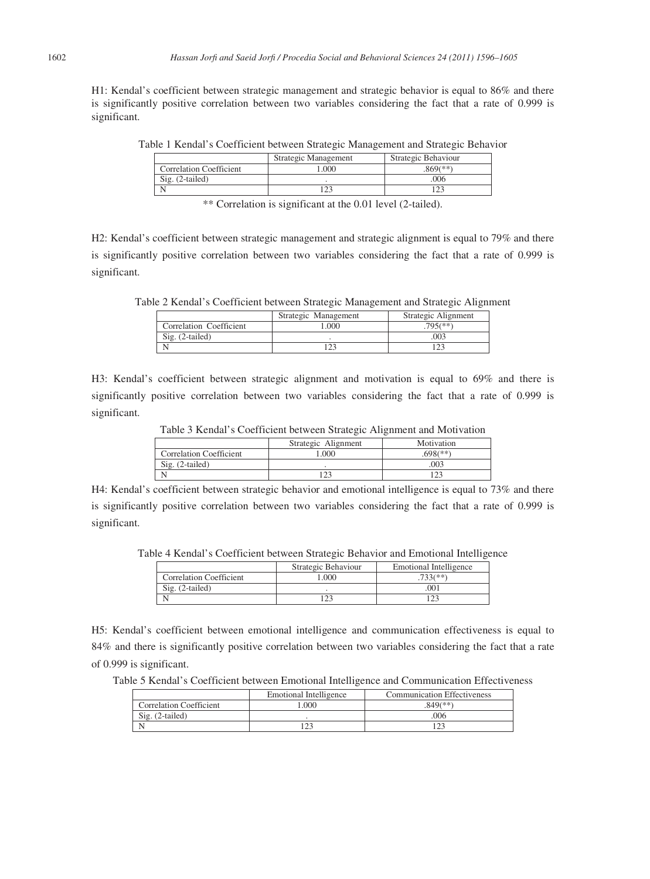H1: Kendal's coefficient between strategic management and strategic behavior is equal to 86% and there is significantly positive correlation between two variables considering the fact that a rate of 0.999 is significant.

Table 1 Kendal's Coefficient between Strategic Management and Strategic Behavior

| | Strategic Management | Strategic Behaviour |
|---|---|---|
| Correlation Coefficient | 1.000 | .869(**) |
| Sig. (2-tailed) | . | .006 |
| N | 123 | 123 |

** Correlation is significant at the 0.01 level (2-tailed).

H2: Kendal's coefficient between strategic management and strategic alignment is equal to 79% and there is significantly positive correlation between two variables considering the fact that a rate of 0.999 is significant.

Table 2 Kendal's Coefficient between Strategic Management and Strategic Alignment

| | Strategic Management | Strategic Alignment |
|---|---|---|
| Correlation Coefficient | 1.000 | .795(**) |
| Sig. (2-tailed) | . | .003 |
| N | 123 | 123 |

H3: Kendal's coefficient between strategic alignment and motivation is equal to 69% and there is significantly positive correlation between two variables considering the fact that a rate of 0.999 is significant.

Table 3 Kendal's Coefficient between Strategic Alignment and Motivation

| | Strategic Alignment | Motivation |
|---|---|---|
| Correlation Coefficient | 1.000 | .698(**) |
| Sig. (2-tailed) | . | .003 |
| N | 123 | 123 |

H4: Kendal's coefficient between strategic behavior and emotional intelligence is equal to 73% and there is significantly positive correlation between two variables considering the fact that a rate of 0.999 is significant.

Table 4 Kendal's Coefficient between Strategic Behavior and Emotional Intelligence

| | Strategic Behaviour | Emotional Intelligence |
|---|---|---|
| Correlation Coefficient | 1.000 | .733(**) |
| Sig. (2-tailed) | . | .001 |
| N | 123 | 123 |

H5: Kendal's coefficient between emotional intelligence and communication effectiveness is equal to 84% and there is significantly positive correlation between two variables considering the fact that a rate of 0.999 is significant.

Table 5 Kendal's Coefficient between Emotional Intelligence and Communication Effectiveness

| | Emotional Intelligence | Communication Effectiveness |
|---|---|---|
| Correlation Coefficient | 1.000 | .849(**) |
| Sig. (2-tailed) | . | .006 |
| N | 123 | 123 |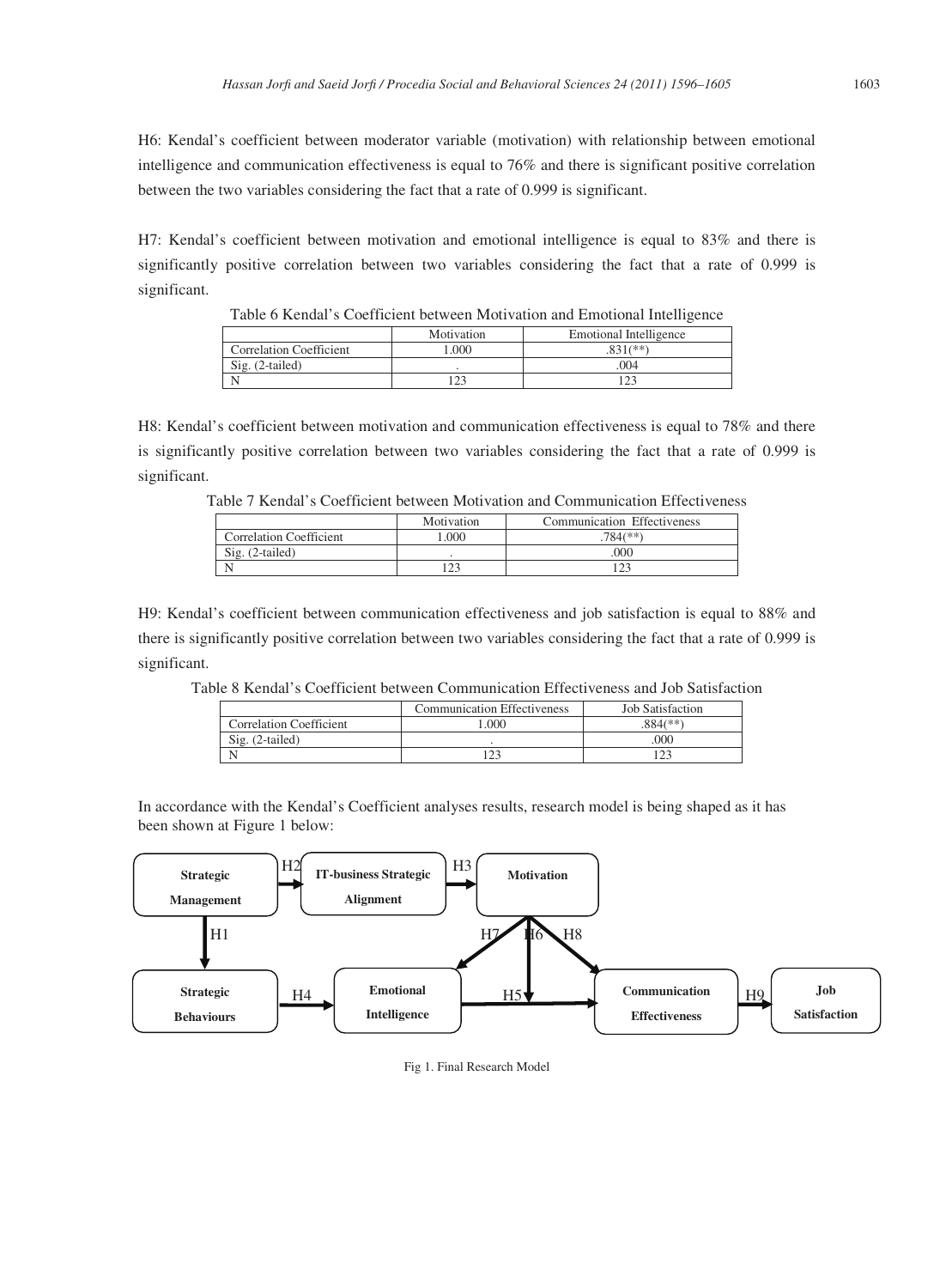H6: Kendal's coefficient between moderator variable (motivation) with relationship between emotional intelligence and communication effectiveness is equal to 76% and there is significant positive correlation between the two variables considering the fact that a rate of 0.999 is significant.

H7: Kendal's coefficient between motivation and emotional intelligence is equal to 83% and there is significantly positive correlation between two variables considering the fact that a rate of 0.999 is significant.

Table 6 Kendal's Coefficient between Motivation and Emotional Intelligence

| | Motivation | Emotional Intelligence |
|---|---|---|
| Correlation Coefficient | 1.000 | .831(**) |
| Sig. (2-tailed) | . | .004 |
| N | 123 | 123 |

H8: Kendal's coefficient between motivation and communication effectiveness is equal to 78% and there is significantly positive correlation between two variables considering the fact that a rate of 0.999 is significant.

Table 7 Kendal's Coefficient between Motivation and Communication Effectiveness

| | Motivation | Communication Effectiveness |
|---|---|---|
| Correlation Coefficient | 1.000 | .784(**) |
| Sig. (2-tailed) | . | .000 |
| N | 123 | 123 |

H9: Kendal's coefficient between communication effectiveness and job satisfaction is equal to 88% and there is significantly positive correlation between two variables considering the fact that a rate of 0.999 is significant.

Table 8 Kendal's Coefficient between Communication Effectiveness and Job Satisfaction

| | Communication Effectiveness | Job Satisfaction |
|---|---|---|
| Correlation Coefficient | 1.000 | .884(**) |
| Sig. (2-tailed) | . | .000 |
| N | 123 | 123 |

In accordance with the Kendal's Coefficient analyses results, research model is being shaped as it has been shown at Figure 1 below:

Fig 1. Final Research Model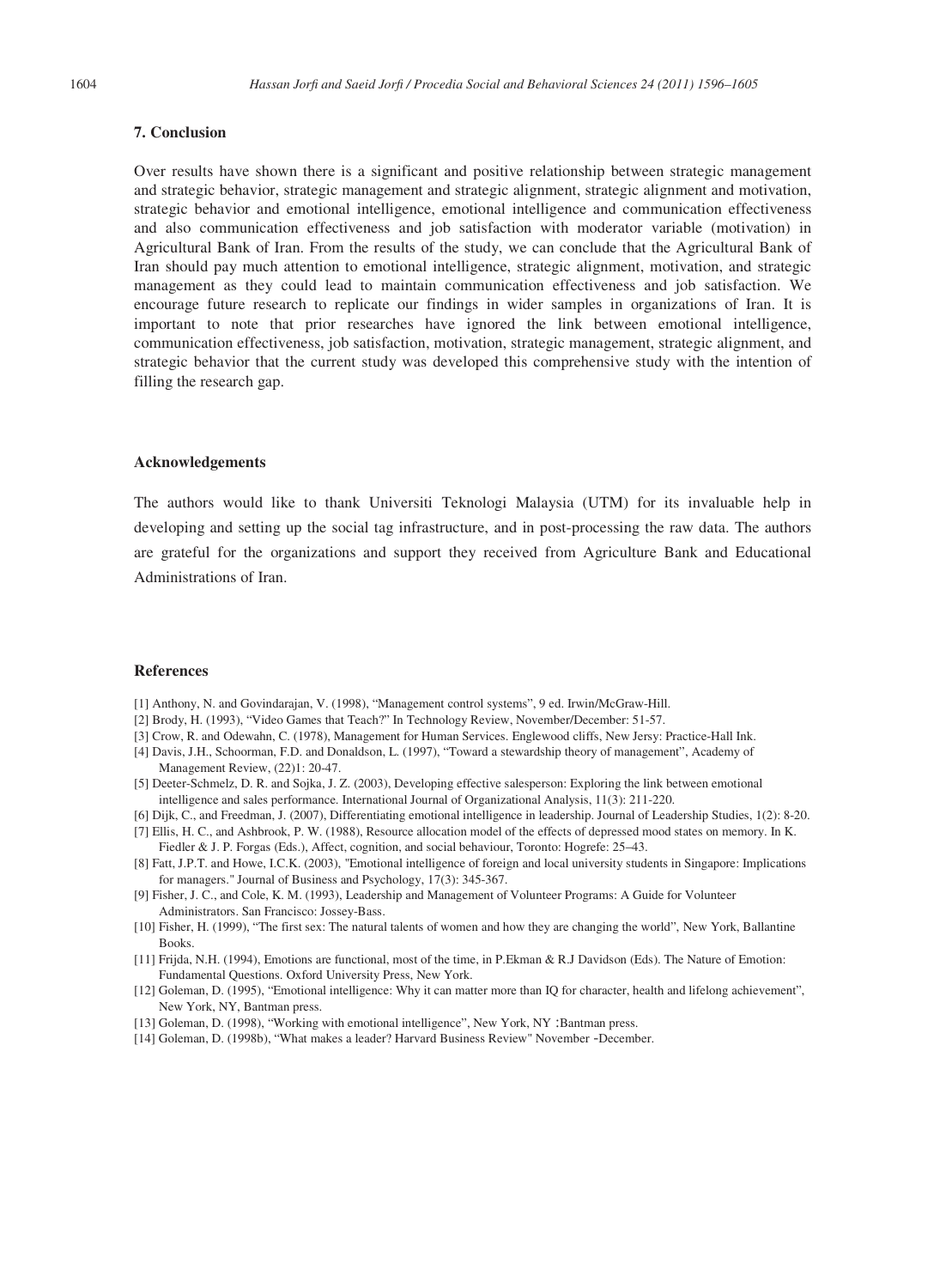## 7. Conclusion

Over results have shown there is a significant and positive relationship between strategic management and strategic behavior, strategic management and strategic alignment, strategic alignment and motivation, strategic behavior and emotional intelligence, emotional intelligence and communication effectiveness and also communication effectiveness and job satisfaction with moderator variable (motivation) in Agricultural Bank of Iran. From the results of the study, we can conclude that the Agricultural Bank of Iran should pay much attention to emotional intelligence, strategic alignment, motivation, and strategic management as they could lead to maintain communication effectiveness and job satisfaction. We encourage future research to replicate our findings in wider samples in organizations of Iran. It is important to note that prior researches have ignored the link between emotional intelligence, communication effectiveness, job satisfaction, motivation, strategic management, strategic alignment, and strategic behavior that the current study was developed this comprehensive study with the intention of filling the research gap.

## Acknowledgements

The authors would like to thank Universiti Teknologi Malaysia (UTM) for its invaluable help in developing and setting up the social tag infrastructure, and in post-processing the raw data. The authors are grateful for the organizations and support they received from Agriculture Bank and Educational Administrations of Iran.

## References

[1] Anthony, N. and Govindarajan, V. (1998), "Management control systems", 9 ed. Irwin/McGraw-Hill.

[2] Brody, H. (1993), "Video Games that Teach?" In Technology Review, November/December: 51-57.

[3] Crow, R. and Odewahn, C. (1978), Management for Human Services. Englewood cliffs, New Jersy: Practice-Hall Ink.

[4] Davis, J.H., Schoorman, F.D. and Donaldson, L. (1997), "Toward a stewardship theory of management", Academy of Management Review, (22)1: 20-47.

[5] Deeter-Schmelz, D. R. and Sojka, J. Z. (2003), Developing effective salesperson: Exploring the link between emotional intelligence and sales performance. International Journal of Organizational Analysis, 11(3): 211-220.

[6] Dijk, C., and Freedman, J. (2007), Differentiating emotional intelligence in leadership. Journal of Leadership Studies, 1(2): 8-20.

[7] Ellis, H. C., and Ashbrook, P. W. (1988), Resource allocation model of the effects of depressed mood states on memory. In K. Fiedler & J. P. Forgas (Eds.), Affect, cognition, and social behaviour, Toronto: Hogrefe: 25–43.

[8] Fatt, J.P.T. and Howe, I.C.K. (2003), "Emotional intelligence of foreign and local university students in Singapore: Implications for managers." Journal of Business and Psychology, 17(3): 345-367.

[9] Fisher, J. C., and Cole, K. M. (1993), Leadership and Management of Volunteer Programs: A Guide for Volunteer Administrators. San Francisco: Jossey-Bass.

[10] Fisher, H. (1999), "The first sex: The natural talents of women and how they are changing the world", New York, Ballantine Books.

[11] Frijda, N.H. (1994), Emotions are functional, most of the time, in P.Ekman & R.J Davidson (Eds). The Nature of Emotion: Fundamental Questions. Oxford University Press, New York.

[12] Goleman, D. (1995), "Emotional intelligence: Why it can matter more than IQ for character, health and lifelong achievement", New York, NY, Bantman press.

[13] Goleman, D. (1998), "Working with emotional intelligence", New York, NY :Bantman press.

[14] Goleman, D. (1998b), "What makes a leader? Harvard Business Review" November -December.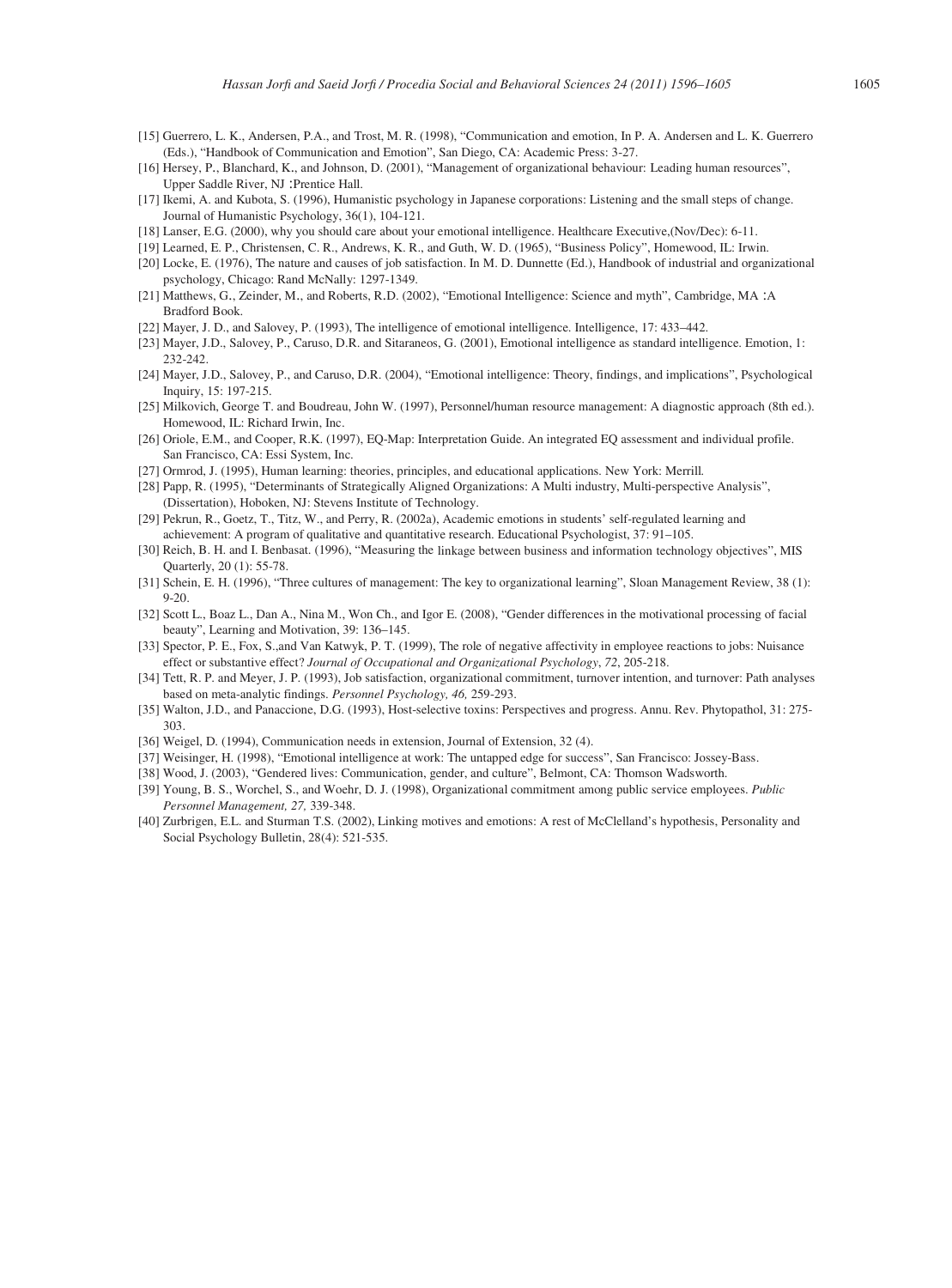[15] Guerrero, L. K., Andersen, P.A., and Trost, M. R. (1998), “Communication and emotion, In P. A. Andersen and L. K. Guerrero (Eds.), “Handbook of Communication and Emotion”, San Diego, CA: Academic Press: 3-27.

[16] Hersey, P., Blanchard, K., and Johnson, D. (2001), “Management of organizational behaviour: Leading human resources”, Upper Saddle River, NJ :Prentice Hall.

[17] Ikemi, A. and Kubota, S. (1996), Humanistic psychology in Japanese corporations: Listening and the small steps of change. Journal of Humanistic Psychology, 36(1), 104-121.

[18] Lanser, E.G. (2000), why you should care about your emotional intelligence. Healthcare Executive,(Nov/Dec): 6-11.

[19] Learned, E. P., Christensen, C. R., Andrews, K. R., and Guth, W. D. (1965), “Business Policy”, Homewood, IL: Irwin.

[20] Locke, E. (1976), The nature and causes of job satisfaction. In M. D. Dunnette (Ed.), Handbook of industrial and organizational psychology, Chicago: Rand McNally: 1297-1349.

[21] Matthews, G., Zeinder, M., and Roberts, R.D. (2002), “Emotional Intelligence: Science and myth”, Cambridge, MA :A Bradford Book.

[22] Mayer, J. D., and Salovey, P. (1993), The intelligence of emotional intelligence. Intelligence, 17: 433–442.

[23] Mayer, J.D., Salovey, P., Caruso, D.R. and Sitaraneos, G. (2001), Emotional intelligence as standard intelligence. Emotion, 1: 232-242.

[24] Mayer, J.D., Salovey, P., and Caruso, D.R. (2004), “Emotional intelligence: Theory, findings, and implications”, Psychological Inquiry, 15: 197-215.

[25] Milkovich, George T. and Boudreau, John W. (1997), Personnel/human resource management: A diagnostic approach (8th ed.). Homewood, IL: Richard Irwin, Inc.

[26] Oriole, E.M., and Cooper, R.K. (1997), EQ-Map: Interpretation Guide. An integrated EQ assessment and individual profile. San Francisco, CA: Essi System, Inc.

[27] Ormrod, J. (1995), Human learning: theories, principles, and educational applications. New York: Merrill.

[28] Papp, R. (1995), “Determinants of Strategically Aligned Organizations: A Multi industry, Multi-perspective Analysis”, (Dissertation), Hoboken, NJ: Stevens Institute of Technology.

[29] Pekrun, R., Goetz, T., Titz, W., and Perry, R. (2002a), Academic emotions in students' self-regulated learning and achievement: A program of qualitative and quantitative research. Educational Psychologist, 37: 91–105.

[30] Reich, B. H. and I. Benbasat. (1996), “Measuring the linkage between business and information technology objectives”, MIS Quarterly, 20 (1): 55-78.

[31] Schein, E. H. (1996), “Three cultures of management: The key to organizational learning”, Sloan Management Review, 38 (1): 9-20.

[32] Scott L., Boaz L., Dan A., Nina M., Won Ch., and Igor E. (2008), “Gender differences in the motivational processing of facial beauty”, Learning and Motivation, 39: 136–145.

[33] Spector, P. E., Fox, S.,and Van Katwyk, P. T. (1999), The role of negative affectivity in employee reactions to jobs: Nuisance effect or substantive effect? *Journal of Occupational and Organizational Psychology*, *72*, 205-218.

[34] Tett, R. P. and Meyer, J. P. (1993), Job satisfaction, organizational commitment, turnover intention, and turnover: Path analyses based on meta-analytic findings. *Personnel Psychology, 46,* 259-293.

[35] Walton, J.D., and Panaccione, D.G. (1993), Host-selective toxins: Perspectives and progress. Annu. Rev. Phytopathol, 31: 275-303.

[36] Weigel, D. (1994), Communication needs in extension, Journal of Extension, 32 (4).

[37] Weisinger, H. (1998), “Emotional intelligence at work: The untapped edge for success”, San Francisco: Jossey-Bass.

[38] Wood, J. (2003), “Gendered lives: Communication, gender, and culture”, Belmont, CA: Thomson Wadsworth.

[39] Young, B. S., Worchel, S., and Woehr, D. J. (1998), Organizational commitment among public service employees. *Public Personnel Management, 27,* 339-348.

[40] Zurbrigen, E.L. and Sturman T.S. (2002), Linking motives and emotions: A rest of McClelland's hypothesis, Personality and Social Psychology Bulletin, 28(4): 521-535.